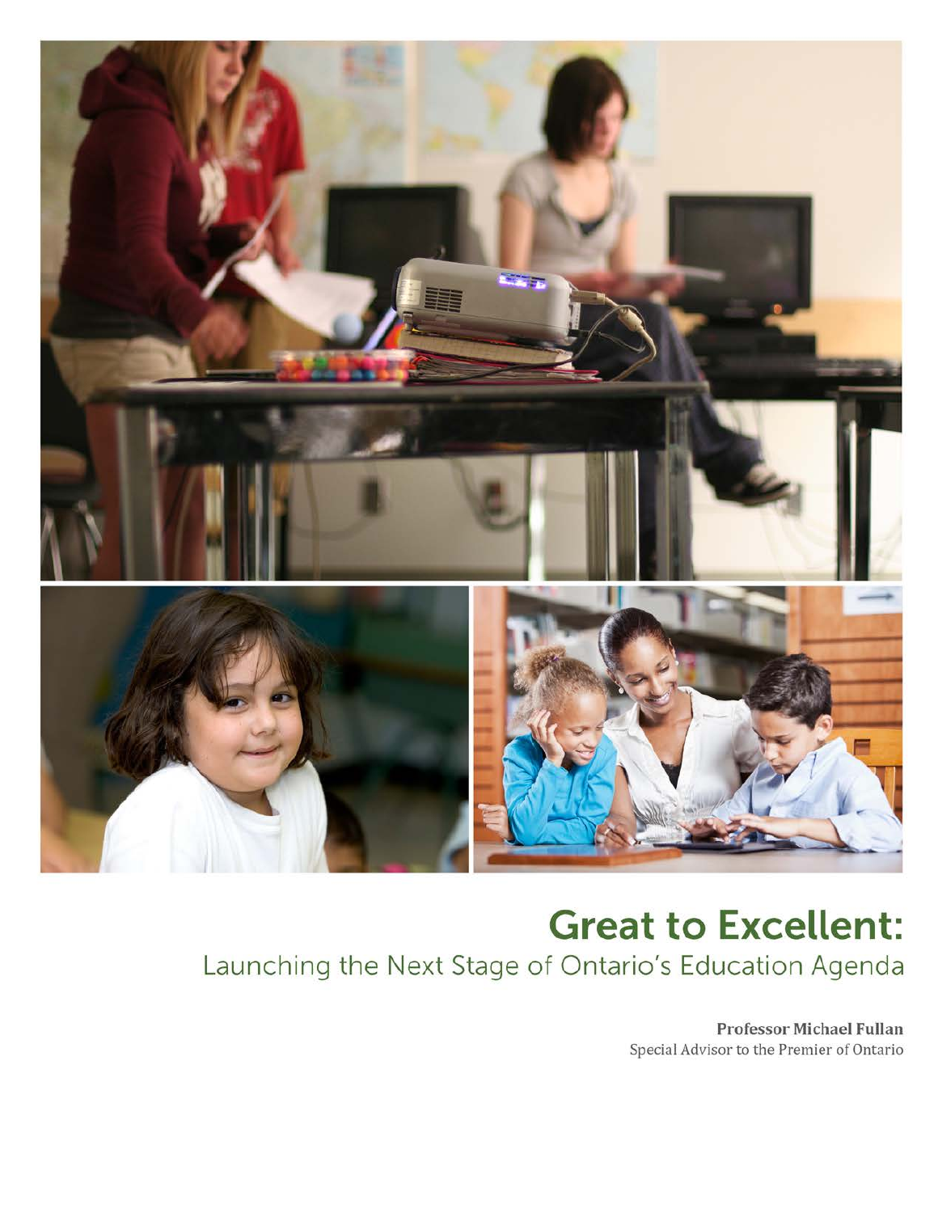# Great to Excellent:

## Launching the Next Stage of Ontario's Education Agenda

**Professor Michael Fullan**
Special Advisor to the Premier of Ontario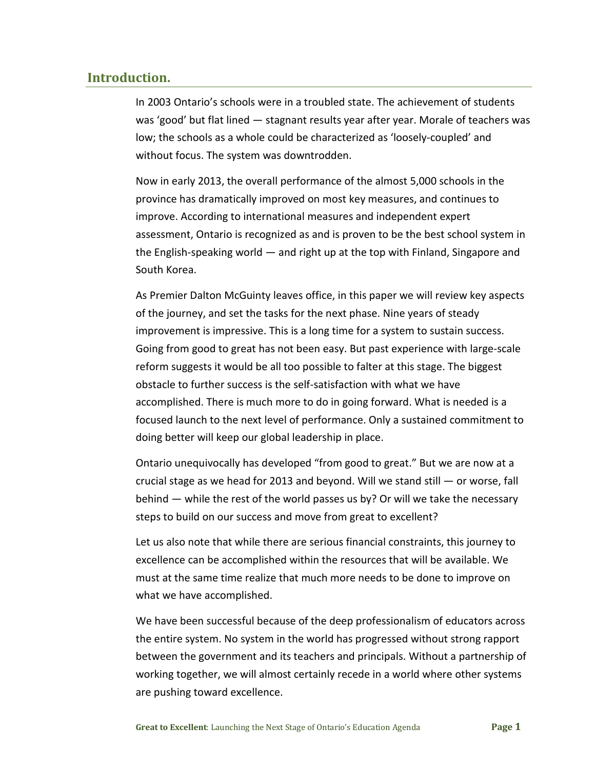## Introduction.

In 2003 Ontario's schools were in a troubled state. The achievement of students was 'good' but flat lined — stagnant results year after year. Morale of teachers was low; the schools as a whole could be characterized as 'loosely-coupled' and without focus. The system was downtrodden.

Now in early 2013, the overall performance of the almost 5,000 schools in the province has dramatically improved on most key measures, and continues to improve. According to international measures and independent expert assessment, Ontario is recognized as and is proven to be the best school system in the English-speaking world — and right up at the top with Finland, Singapore and South Korea.

As Premier Dalton McGuinty leaves office, in this paper we will review key aspects of the journey, and set the tasks for the next phase. Nine years of steady improvement is impressive. This is a long time for a system to sustain success. Going from good to great has not been easy. But past experience with large-scale reform suggests it would be all too possible to falter at this stage. The biggest obstacle to further success is the self-satisfaction with what we have accomplished. There is much more to do in going forward. What is needed is a focused launch to the next level of performance. Only a sustained commitment to doing better will keep our global leadership in place.

Ontario unequivocally has developed "from good to great." But we are now at a crucial stage as we head for 2013 and beyond. Will we stand still — or worse, fall behind — while the rest of the world passes us by? Or will we take the necessary steps to build on our success and move from great to excellent?

Let us also note that while there are serious financial constraints, this journey to excellence can be accomplished within the resources that will be available. We must at the same time realize that much more needs to be done to improve on what we have accomplished.

We have been successful because of the deep professionalism of educators across the entire system. No system in the world has progressed without strong rapport between the government and its teachers and principals. Without a partnership of working together, we will almost certainly recede in a world where other systems are pushing toward excellence.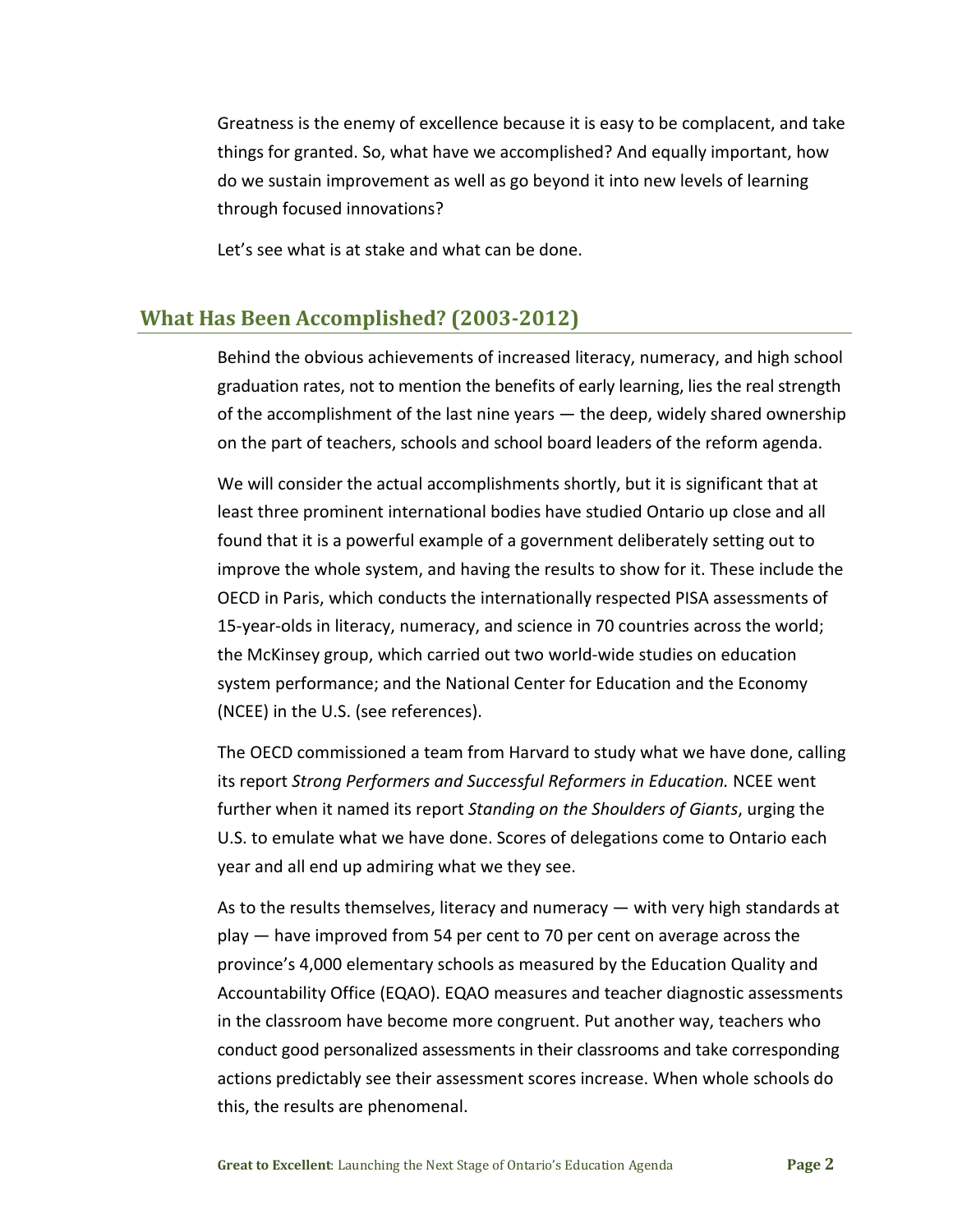Greatness is the enemy of excellence because it is easy to be complacent, and take things for granted. So, what have we accomplished? And equally important, how do we sustain improvement as well as go beyond it into new levels of learning through focused innovations?

Let's see what is at stake and what can be done.

## What Has Been Accomplished? (2003-2012)

Behind the obvious achievements of increased literacy, numeracy, and high school graduation rates, not to mention the benefits of early learning, lies the real strength of the accomplishment of the last nine years — the deep, widely shared ownership on the part of teachers, schools and school board leaders of the reform agenda.

We will consider the actual accomplishments shortly, but it is significant that at least three prominent international bodies have studied Ontario up close and all found that it is a powerful example of a government deliberately setting out to improve the whole system, and having the results to show for it. These include the OECD in Paris, which conducts the internationally respected PISA assessments of 15-year-olds in literacy, numeracy, and science in 70 countries across the world; the McKinsey group, which carried out two world-wide studies on education system performance; and the National Center for Education and the Economy (NCEE) in the U.S. (see references).

The OECD commissioned a team from Harvard to study what we have done, calling its report *Strong Performers and Successful Reformers in Education.* NCEE went further when it named its report *Standing on the Shoulders of Giants*, urging the U.S. to emulate what we have done. Scores of delegations come to Ontario each year and all end up admiring what we they see.

As to the results themselves, literacy and numeracy — with very high standards at play — have improved from 54 per cent to 70 per cent on average across the province's 4,000 elementary schools as measured by the Education Quality and Accountability Office (EQAO). EQAO measures and teacher diagnostic assessments in the classroom have become more congruent. Put another way, teachers who conduct good personalized assessments in their classrooms and take corresponding actions predictably see their assessment scores increase. When whole schools do this, the results are phenomenal.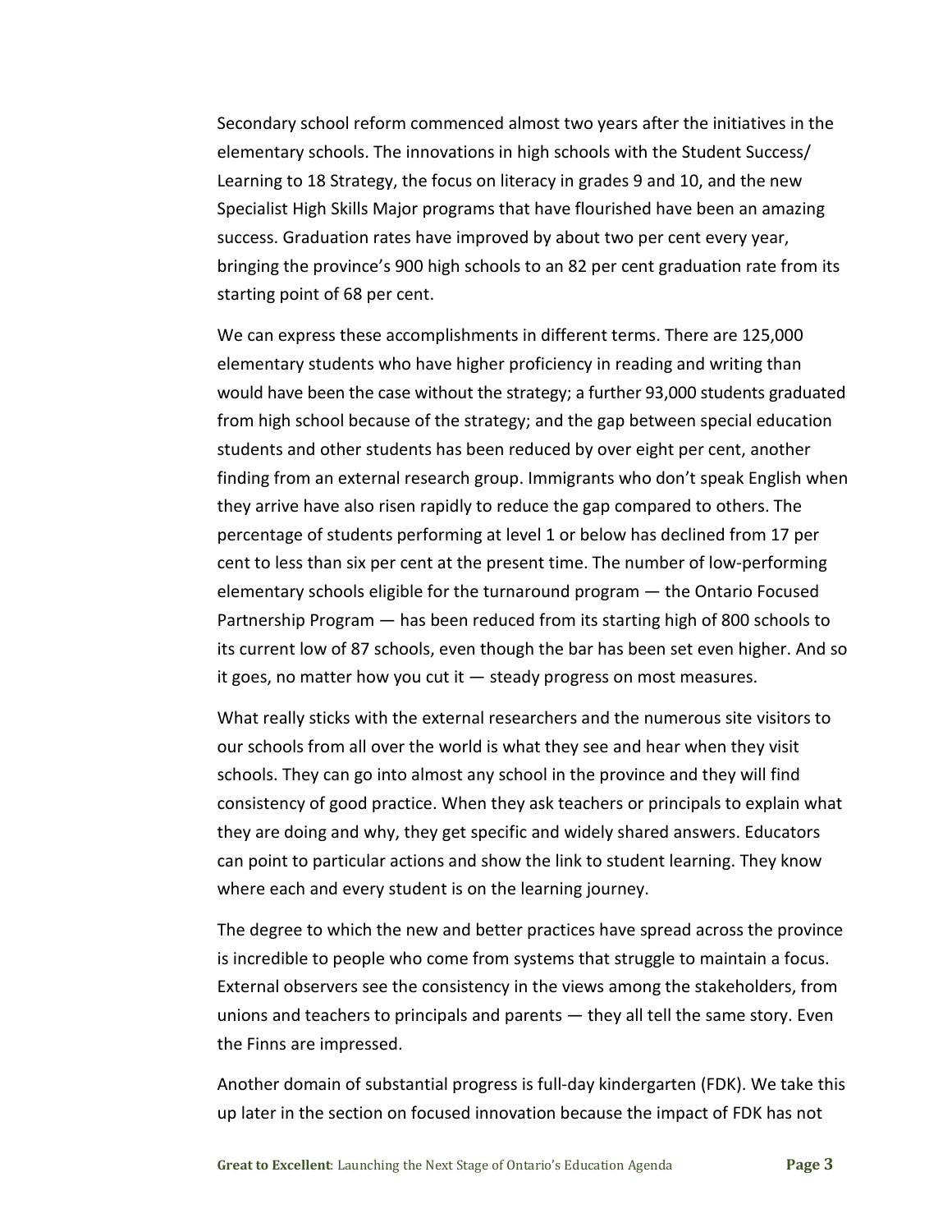Secondary school reform commenced almost two years after the initiatives in the elementary schools. The innovations in high schools with the Student Success/ Learning to 18 Strategy, the focus on literacy in grades 9 and 10, and the new Specialist High Skills Major programs that have flourished have been an amazing success. Graduation rates have improved by about two per cent every year, bringing the province's 900 high schools to an 82 per cent graduation rate from its starting point of 68 per cent.

We can express these accomplishments in different terms. There are 125,000 elementary students who have higher proficiency in reading and writing than would have been the case without the strategy; a further 93,000 students graduated from high school because of the strategy; and the gap between special education students and other students has been reduced by over eight per cent, another finding from an external research group. Immigrants who don't speak English when they arrive have also risen rapidly to reduce the gap compared to others. The percentage of students performing at level 1 or below has declined from 17 per cent to less than six per cent at the present time. The number of low-performing elementary schools eligible for the turnaround program — the Ontario Focused Partnership Program — has been reduced from its starting high of 800 schools to its current low of 87 schools, even though the bar has been set even higher. And so it goes, no matter how you cut it — steady progress on most measures.

What really sticks with the external researchers and the numerous site visitors to our schools from all over the world is what they see and hear when they visit schools. They can go into almost any school in the province and they will find consistency of good practice. When they ask teachers or principals to explain what they are doing and why, they get specific and widely shared answers. Educators can point to particular actions and show the link to student learning. They know where each and every student is on the learning journey.

The degree to which the new and better practices have spread across the province is incredible to people who come from systems that struggle to maintain a focus. External observers see the consistency in the views among the stakeholders, from unions and teachers to principals and parents — they all tell the same story. Even the Finns are impressed.

Another domain of substantial progress is full-day kindergarten (FDK). We take this up later in the section on focused innovation because the impact of FDK has not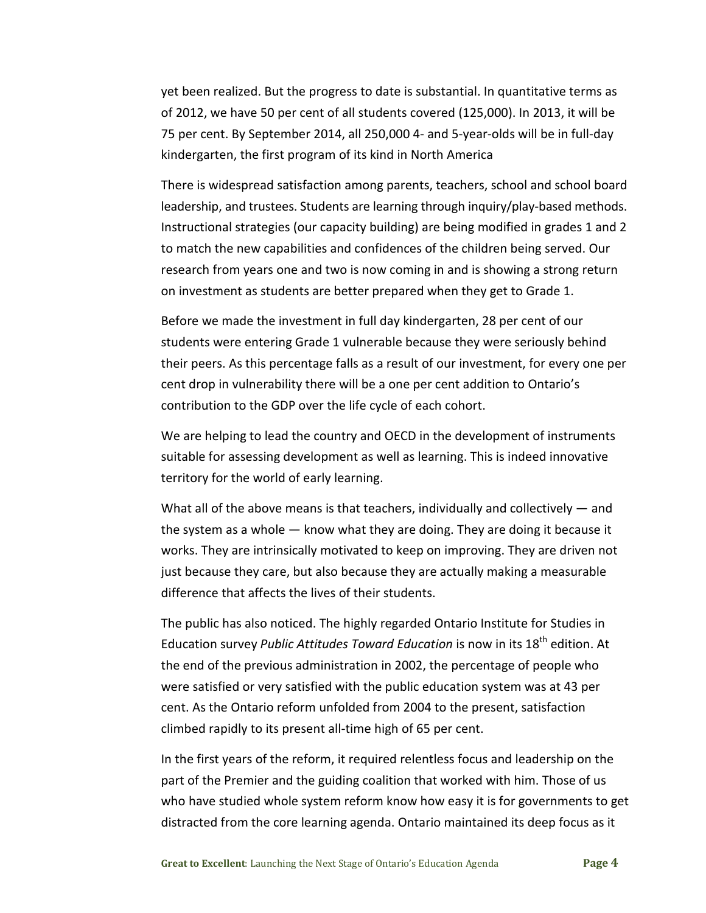yet been realized. But the progress to date is substantial. In quantitative terms as of 2012, we have 50 per cent of all students covered (125,000). In 2013, it will be 75 per cent. By September 2014, all 250,000 4- and 5-year-olds will be in full-day kindergarten, the first program of its kind in North America

There is widespread satisfaction among parents, teachers, school and school board leadership, and trustees. Students are learning through inquiry/play-based methods. Instructional strategies (our capacity building) are being modified in grades 1 and 2 to match the new capabilities and confidences of the children being served. Our research from years one and two is now coming in and is showing a strong return on investment as students are better prepared when they get to Grade 1.

Before we made the investment in full day kindergarten, 28 per cent of our students were entering Grade 1 vulnerable because they were seriously behind their peers. As this percentage falls as a result of our investment, for every one per cent drop in vulnerability there will be a one per cent addition to Ontario's contribution to the GDP over the life cycle of each cohort.

We are helping to lead the country and OECD in the development of instruments suitable for assessing development as well as learning. This is indeed innovative territory for the world of early learning.

What all of the above means is that teachers, individually and collectively — and the system as a whole — know what they are doing. They are doing it because it works. They are intrinsically motivated to keep on improving. They are driven not just because they care, but also because they are actually making a measurable difference that affects the lives of their students.

The public has also noticed. The highly regarded Ontario Institute for Studies in Education survey *Public Attitudes Toward Education* is now in its 18th edition. At the end of the previous administration in 2002, the percentage of people who were satisfied or very satisfied with the public education system was at 43 per cent. As the Ontario reform unfolded from 2004 to the present, satisfaction climbed rapidly to its present all-time high of 65 per cent.

In the first years of the reform, it required relentless focus and leadership on the part of the Premier and the guiding coalition that worked with him. Those of us who have studied whole system reform know how easy it is for governments to get distracted from the core learning agenda. Ontario maintained its deep focus as it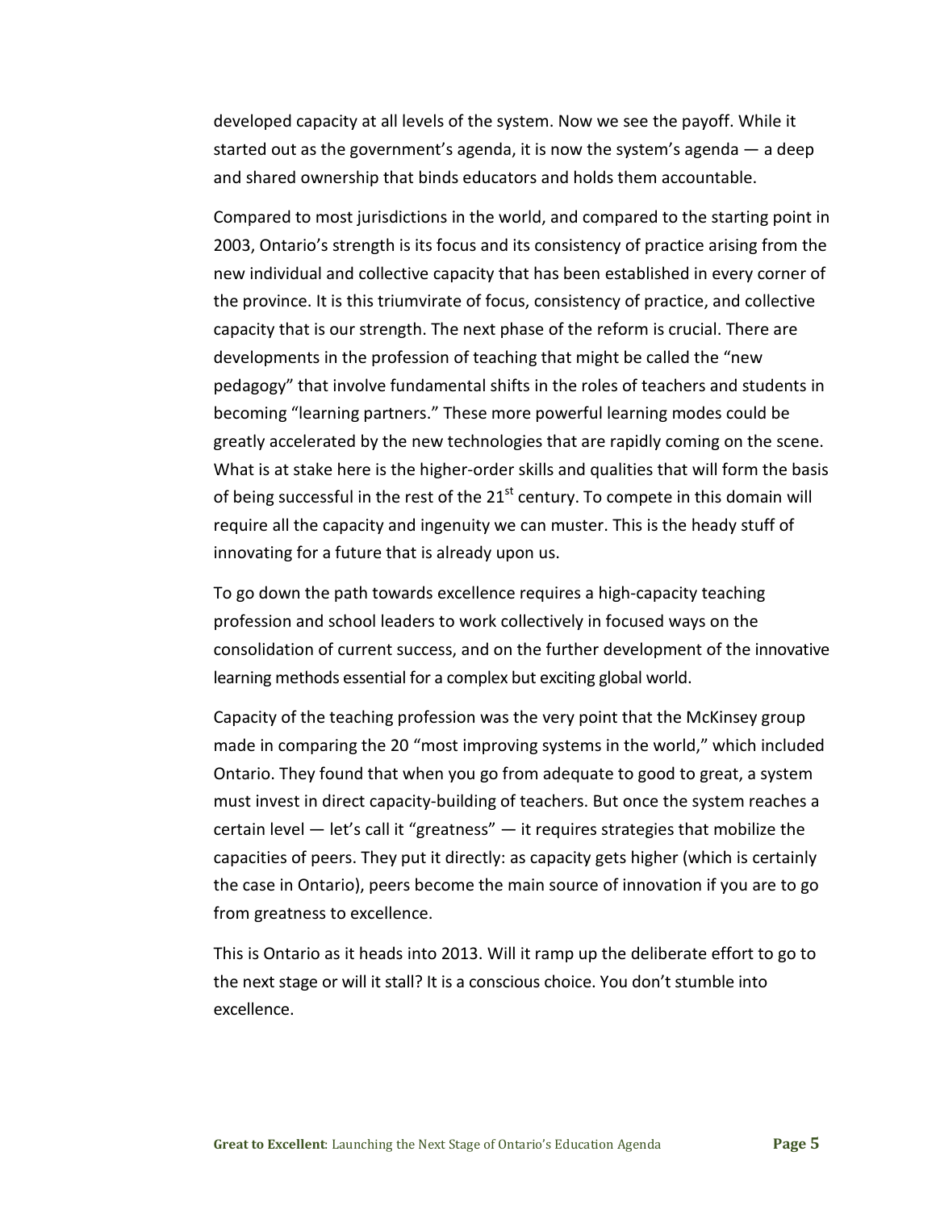developed capacity at all levels of the system. Now we see the payoff. While it started out as the government's agenda, it is now the system's agenda — a deep and shared ownership that binds educators and holds them accountable.

Compared to most jurisdictions in the world, and compared to the starting point in 2003, Ontario's strength is its focus and its consistency of practice arising from the new individual and collective capacity that has been established in every corner of the province. It is this triumvirate of focus, consistency of practice, and collective capacity that is our strength. The next phase of the reform is crucial. There are developments in the profession of teaching that might be called the "new pedagogy" that involve fundamental shifts in the roles of teachers and students in becoming "learning partners." These more powerful learning modes could be greatly accelerated by the new technologies that are rapidly coming on the scene. What is at stake here is the higher-order skills and qualities that will form the basis of being successful in the rest of the 21st century. To compete in this domain will require all the capacity and ingenuity we can muster. This is the heady stuff of innovating for a future that is already upon us.

To go down the path towards excellence requires a high-capacity teaching profession and school leaders to work collectively in focused ways on the consolidation of current success, and on the further development of the innovative learning methods essential for a complex but exciting global world.

Capacity of the teaching profession was the very point that the McKinsey group made in comparing the 20 "most improving systems in the world," which included Ontario. They found that when you go from adequate to good to great, a system must invest in direct capacity-building of teachers. But once the system reaches a certain level — let's call it "greatness" — it requires strategies that mobilize the capacities of peers. They put it directly: as capacity gets higher (which is certainly the case in Ontario), peers become the main source of innovation if you are to go from greatness to excellence.

This is Ontario as it heads into 2013. Will it ramp up the deliberate effort to go to the next stage or will it stall? It is a conscious choice. You don't stumble into excellence.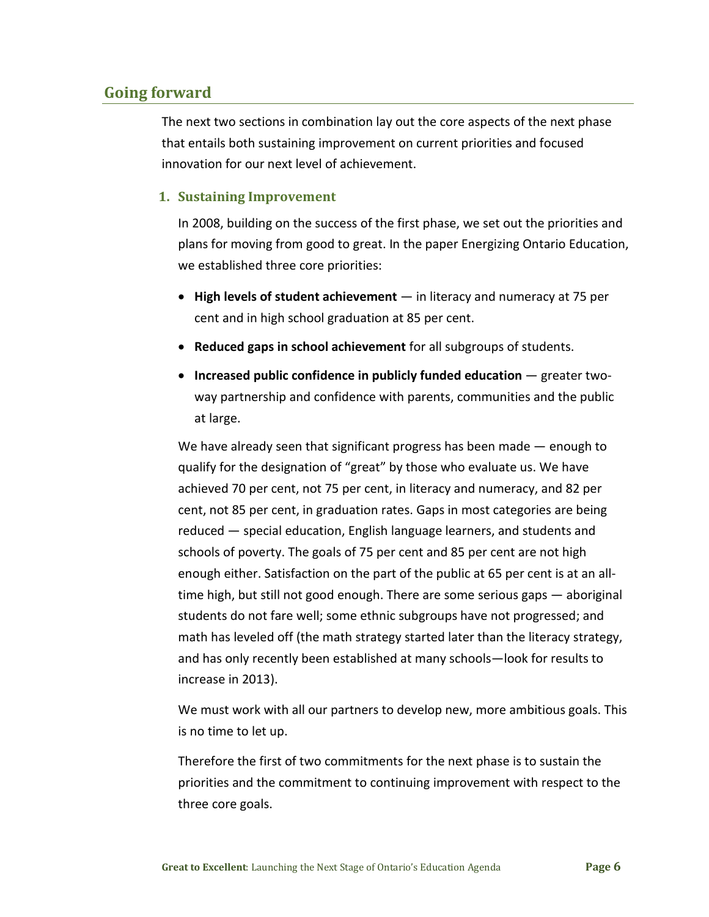## Going forward

The next two sections in combination lay out the core aspects of the next phase that entails both sustaining improvement on current priorities and focused innovation for our next level of achievement.

### 1. Sustaining Improvement

In 2008, building on the success of the first phase, we set out the priorities and plans for moving from good to great. In the paper Energizing Ontario Education, we established three core priorities:

- **High levels of student achievement** — in literacy and numeracy at 75 per cent and in high school graduation at 85 per cent.
- **Reduced gaps in school achievement** for all subgroups of students.
- **Increased public confidence in publicly funded education** — greater two-way partnership and confidence with parents, communities and the public at large.

We have already seen that significant progress has been made — enough to qualify for the designation of "great" by those who evaluate us. We have achieved 70 per cent, not 75 per cent, in literacy and numeracy, and 82 per cent, not 85 per cent, in graduation rates. Gaps in most categories are being reduced — special education, English language learners, and students and schools of poverty. The goals of 75 per cent and 85 per cent are not high enough either. Satisfaction on the part of the public at 65 per cent is at an all-time high, but still not good enough. There are some serious gaps — aboriginal students do not fare well; some ethnic subgroups have not progressed; and math has leveled off (the math strategy started later than the literacy strategy, and has only recently been established at many schools—look for results to increase in 2013).

We must work with all our partners to develop new, more ambitious goals. This is no time to let up.

Therefore the first of two commitments for the next phase is to sustain the priorities and the commitment to continuing improvement with respect to the three core goals.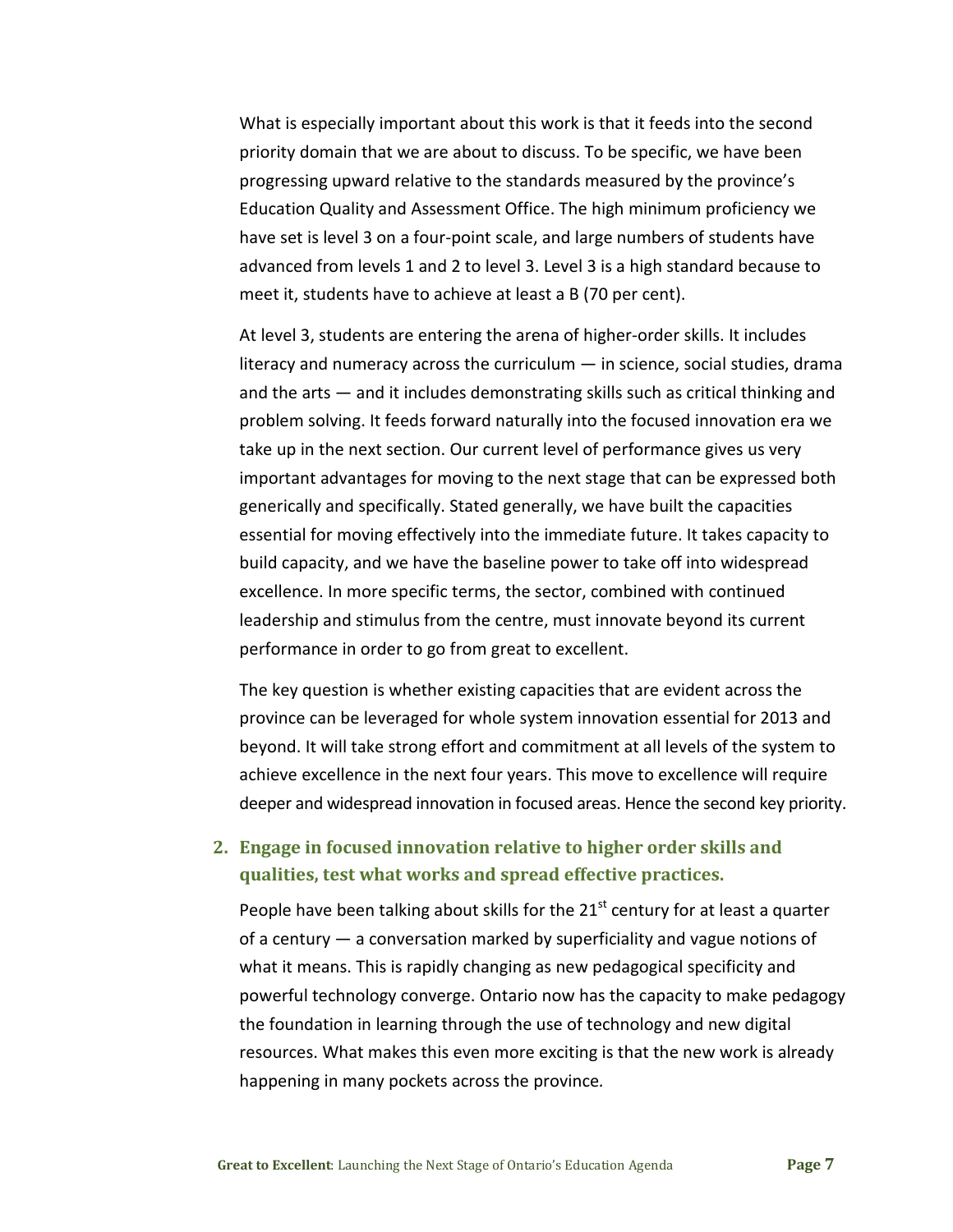What is especially important about this work is that it feeds into the second priority domain that we are about to discuss. To be specific, we have been progressing upward relative to the standards measured by the province's Education Quality and Assessment Office. The high minimum proficiency we have set is level 3 on a four-point scale, and large numbers of students have advanced from levels 1 and 2 to level 3. Level 3 is a high standard because to meet it, students have to achieve at least a B (70 per cent).

At level 3, students are entering the arena of higher-order skills. It includes literacy and numeracy across the curriculum — in science, social studies, drama and the arts — and it includes demonstrating skills such as critical thinking and problem solving. It feeds forward naturally into the focused innovation era we take up in the next section. Our current level of performance gives us very important advantages for moving to the next stage that can be expressed both generically and specifically. Stated generally, we have built the capacities essential for moving effectively into the immediate future. It takes capacity to build capacity, and we have the baseline power to take off into widespread excellence. In more specific terms, the sector, combined with continued leadership and stimulus from the centre, must innovate beyond its current performance in order to go from great to excellent.

The key question is whether existing capacities that are evident across the province can be leveraged for whole system innovation essential for 2013 and beyond. It will take strong effort and commitment at all levels of the system to achieve excellence in the next four years. This move to excellence will require deeper and widespread innovation in focused areas. Hence the second key priority.

### 2. Engage in focused innovation relative to higher order skills and qualities, test what works and spread effective practices.

People have been talking about skills for the 21st century for at least a quarter of a century — a conversation marked by superficiality and vague notions of what it means. This is rapidly changing as new pedagogical specificity and powerful technology converge. Ontario now has the capacity to make pedagogy the foundation in learning through the use of technology and new digital resources. What makes this even more exciting is that the new work is already happening in many pockets across the province.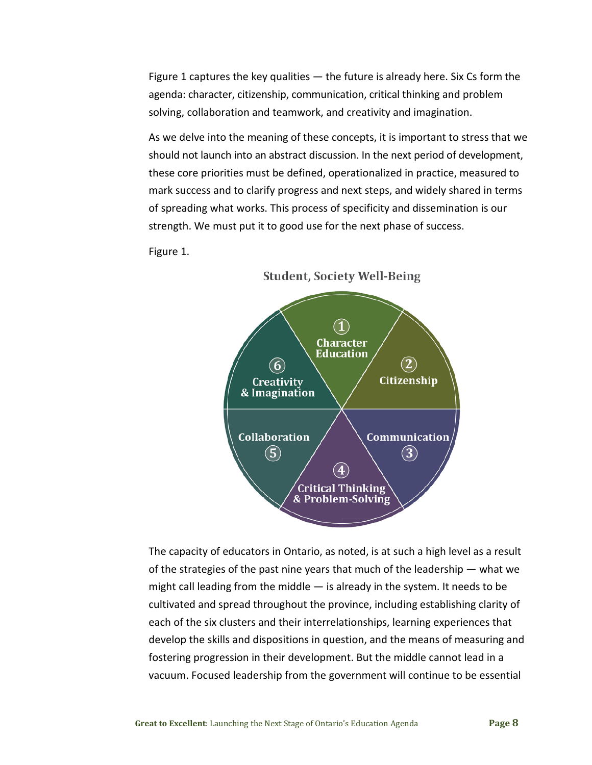Figure 1 captures the key qualities — the future is already here. Six Cs form the agenda: character, citizenship, communication, critical thinking and problem solving, collaboration and teamwork, and creativity and imagination.

As we delve into the meaning of these concepts, it is important to stress that we should not launch into an abstract discussion. In the next period of development, these core priorities must be defined, operationalized in practice, measured to mark success and to clarify progress and next steps, and widely shared in terms of spreading what works. This process of specificity and dissemination is our strength. We must put it to good use for the next phase of success.

Figure 1.

Student, Society Well-Being

1. Character Education
2. Citizenship
3. Communication
4. Critical Thinking & Problem-Solving
5. Collaboration
6. Creativity & Imagination

The capacity of educators in Ontario, as noted, is at such a high level as a result of the strategies of the past nine years that much of the leadership — what we might call leading from the middle — is already in the system. It needs to be cultivated and spread throughout the province, including establishing clarity of each of the six clusters and their interrelationships, learning experiences that develop the skills and dispositions in question, and the means of measuring and fostering progression in their development. But the middle cannot lead in a vacuum. Focused leadership from the government will continue to be essential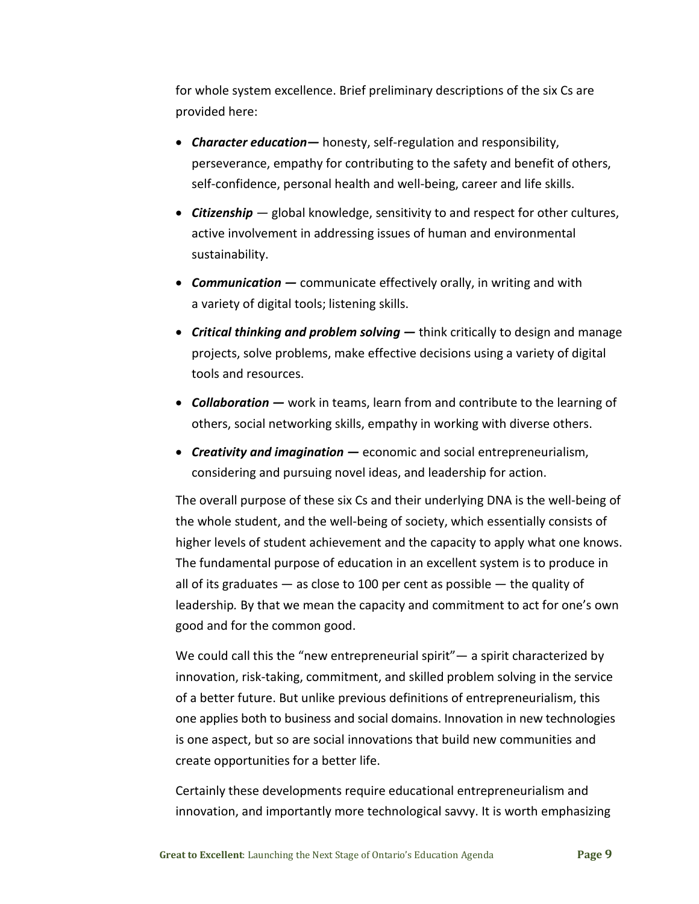for whole system excellence. Brief preliminary descriptions of the six Cs are provided here:

- ***Character education—*** honesty, self-regulation and responsibility, perseverance, empathy for contributing to the safety and benefit of others, self-confidence, personal health and well-being, career and life skills.
- ***Citizenship*** — global knowledge, sensitivity to and respect for other cultures, active involvement in addressing issues of human and environmental sustainability.
- ***Communication*** **—** communicate effectively orally, in writing and with a variety of digital tools; listening skills.
- ***Critical thinking and problem solving*** **—** think critically to design and manage projects, solve problems, make effective decisions using a variety of digital tools and resources.
- ***Collaboration*** **—** work in teams, learn from and contribute to the learning of others, social networking skills, empathy in working with diverse others.
- ***Creativity and imagination*** **—** economic and social entrepreneurialism, considering and pursuing novel ideas, and leadership for action.

The overall purpose of these six Cs and their underlying DNA is the well-being of the whole student, and the well-being of society, which essentially consists of higher levels of student achievement and the capacity to apply what one knows. The fundamental purpose of education in an excellent system is to produce in all of its graduates — as close to 100 per cent as possible — the quality of leadership*.* By that we mean the capacity and commitment to act for one's own good and for the common good.

We could call this the "new entrepreneurial spirit"— a spirit characterized by innovation, risk-taking, commitment, and skilled problem solving in the service of a better future. But unlike previous definitions of entrepreneurialism, this one applies both to business and social domains. Innovation in new technologies is one aspect, but so are social innovations that build new communities and create opportunities for a better life.

Certainly these developments require educational entrepreneurialism and innovation, and importantly more technological savvy. It is worth emphasizing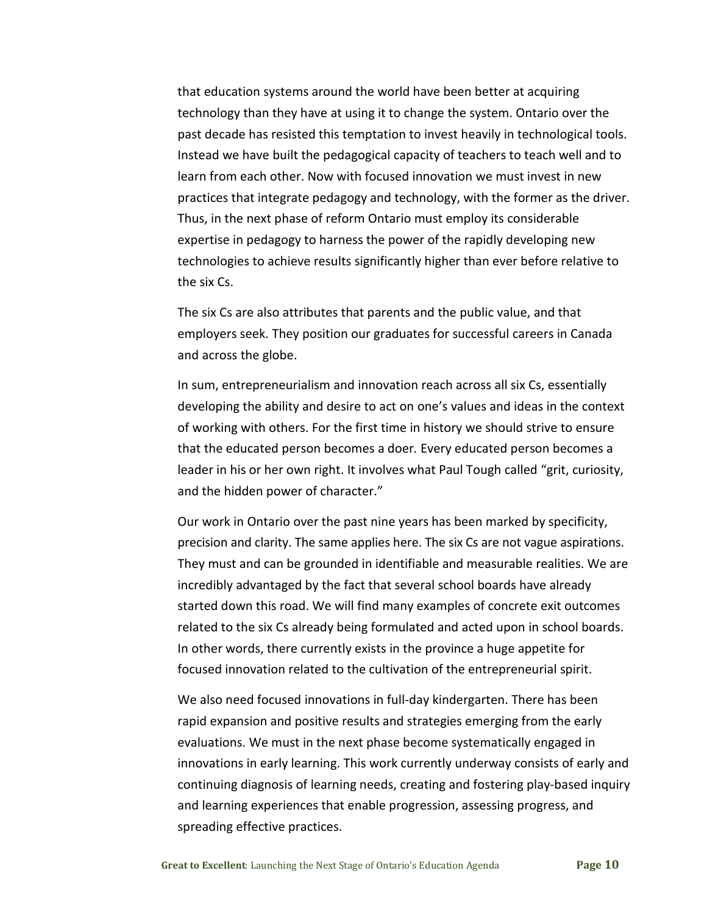that education systems around the world have been better at acquiring technology than they have at using it to change the system. Ontario over the past decade has resisted this temptation to invest heavily in technological tools. Instead we have built the pedagogical capacity of teachers to teach well and to learn from each other. Now with focused innovation we must invest in new practices that integrate pedagogy and technology, with the former as the driver. Thus, in the next phase of reform Ontario must employ its considerable expertise in pedagogy to harness the power of the rapidly developing new technologies to achieve results significantly higher than ever before relative to the six Cs.

The six Cs are also attributes that parents and the public value, and that employers seek. They position our graduates for successful careers in Canada and across the globe.

In sum, entrepreneurialism and innovation reach across all six Cs, essentially developing the ability and desire to act on one's values and ideas in the context of working with others. For the first time in history we should strive to ensure that the educated person becomes a doer. Every educated person becomes a leader in his or her own right. It involves what Paul Tough called "grit, curiosity, and the hidden power of character."

Our work in Ontario over the past nine years has been marked by specificity, precision and clarity. The same applies here. The six Cs are not vague aspirations. They must and can be grounded in identifiable and measurable realities. We are incredibly advantaged by the fact that several school boards have already started down this road. We will find many examples of concrete exit outcomes related to the six Cs already being formulated and acted upon in school boards. In other words, there currently exists in the province a huge appetite for focused innovation related to the cultivation of the entrepreneurial spirit.

We also need focused innovations in full-day kindergarten. There has been rapid expansion and positive results and strategies emerging from the early evaluations. We must in the next phase become systematically engaged in innovations in early learning. This work currently underway consists of early and continuing diagnosis of learning needs, creating and fostering play-based inquiry and learning experiences that enable progression, assessing progress, and spreading effective practices.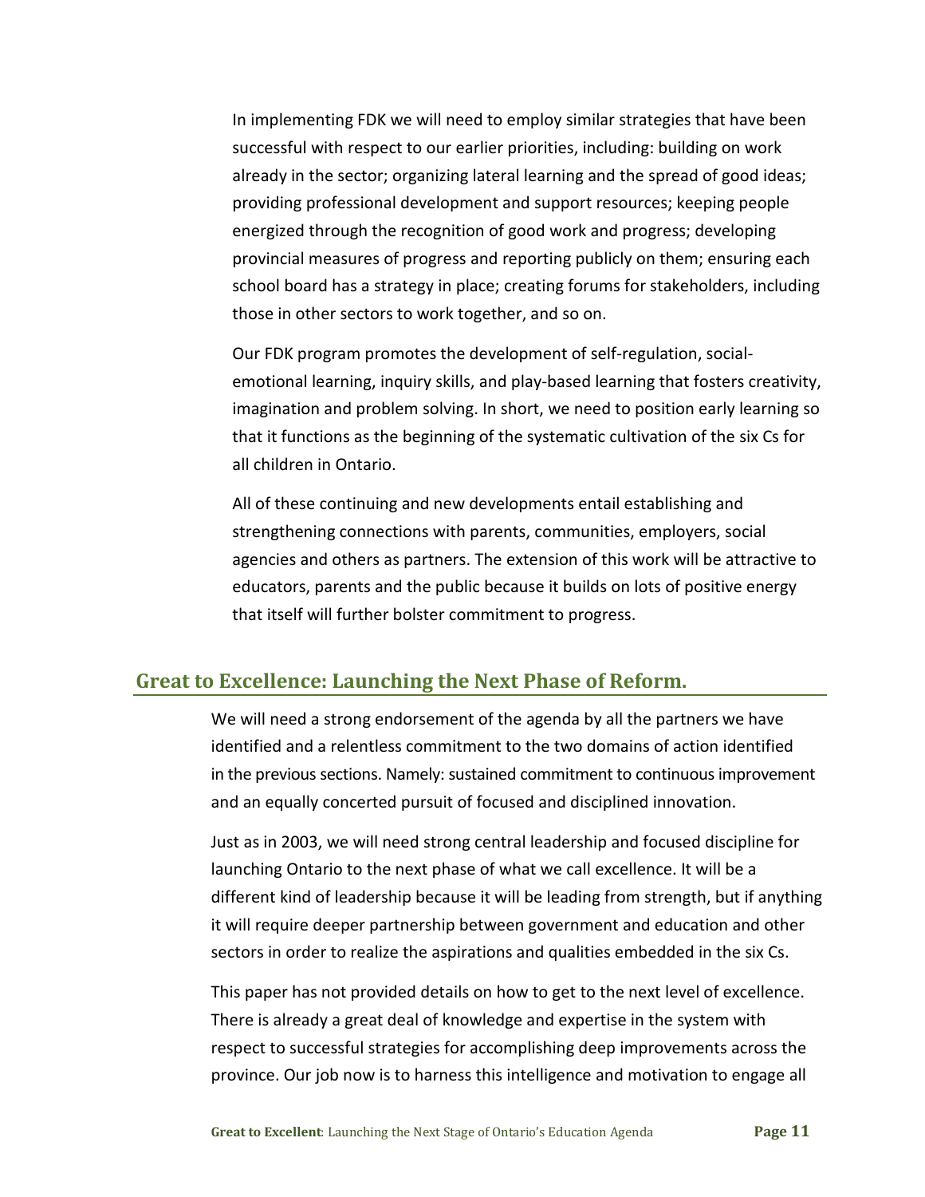In implementing FDK we will need to employ similar strategies that have been successful with respect to our earlier priorities, including: building on work already in the sector; organizing lateral learning and the spread of good ideas; providing professional development and support resources; keeping people energized through the recognition of good work and progress; developing provincial measures of progress and reporting publicly on them; ensuring each school board has a strategy in place; creating forums for stakeholders, including those in other sectors to work together, and so on.

Our FDK program promotes the development of self-regulation, social-emotional learning, inquiry skills, and play-based learning that fosters creativity, imagination and problem solving. In short, we need to position early learning so that it functions as the beginning of the systematic cultivation of the six Cs for all children in Ontario.

All of these continuing and new developments entail establishing and strengthening connections with parents, communities, employers, social agencies and others as partners. The extension of this work will be attractive to educators, parents and the public because it builds on lots of positive energy that itself will further bolster commitment to progress.

## Great to Excellence: Launching the Next Phase of Reform.

We will need a strong endorsement of the agenda by all the partners we have identified and a relentless commitment to the two domains of action identified in the previous sections. Namely: sustained commitment to continuous improvement and an equally concerted pursuit of focused and disciplined innovation.

Just as in 2003, we will need strong central leadership and focused discipline for launching Ontario to the next phase of what we call excellence. It will be a different kind of leadership because it will be leading from strength, but if anything it will require deeper partnership between government and education and other sectors in order to realize the aspirations and qualities embedded in the six Cs.

This paper has not provided details on how to get to the next level of excellence. There is already a great deal of knowledge and expertise in the system with respect to successful strategies for accomplishing deep improvements across the province. Our job now is to harness this intelligence and motivation to engage all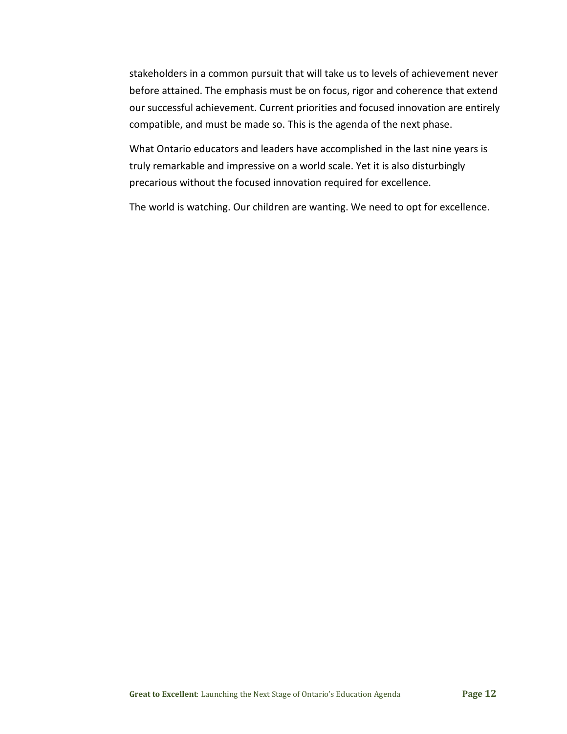stakeholders in a common pursuit that will take us to levels of achievement never before attained. The emphasis must be on focus, rigor and coherence that extend our successful achievement. Current priorities and focused innovation are entirely compatible, and must be made so. This is the agenda of the next phase.

What Ontario educators and leaders have accomplished in the last nine years is truly remarkable and impressive on a world scale. Yet it is also disturbingly precarious without the focused innovation required for excellence.

The world is watching. Our children are wanting. We need to opt for excellence.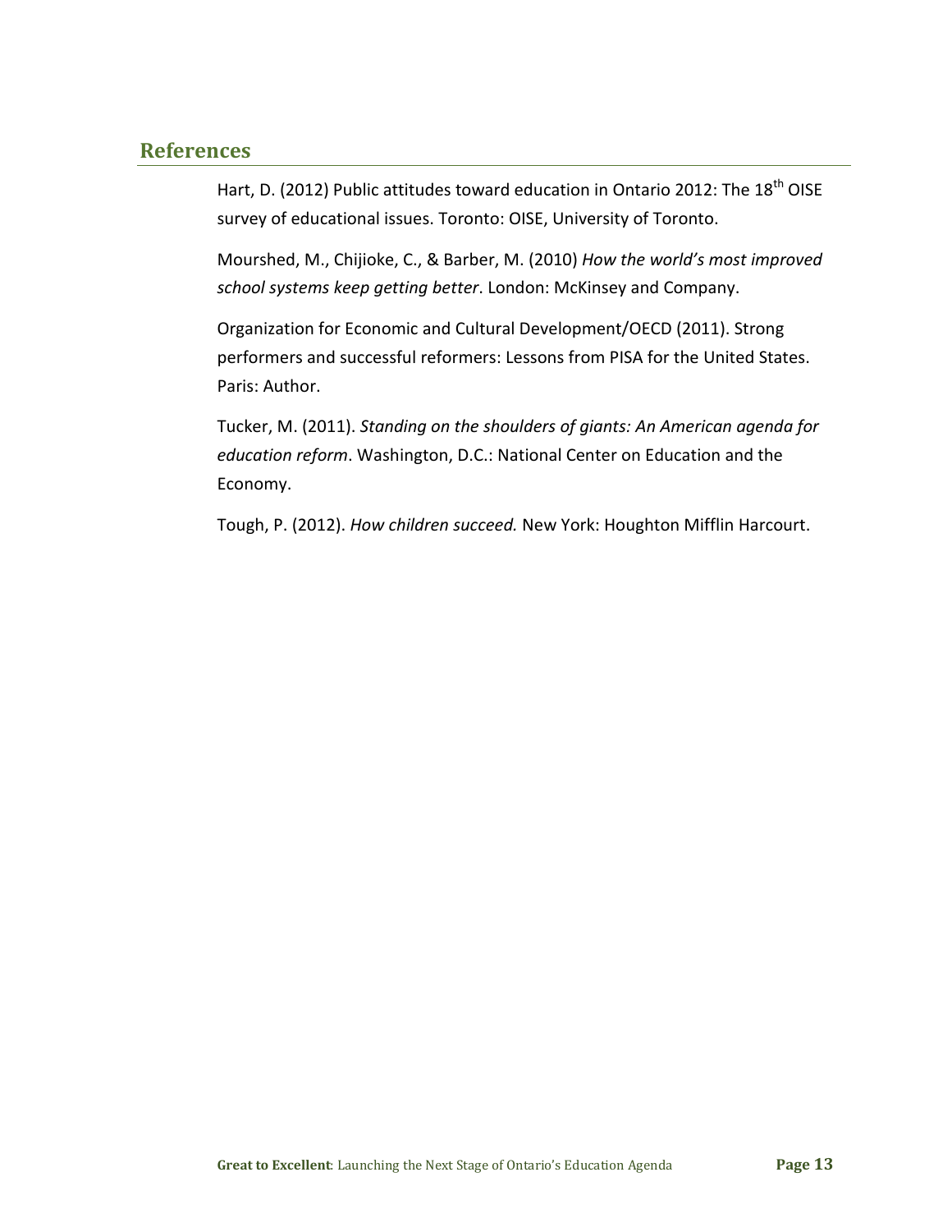## References

Hart, D. (2012) Public attitudes toward education in Ontario 2012: The 18th OISE survey of educational issues. Toronto: OISE, University of Toronto.

Mourshed, M., Chijioke, C., & Barber, M. (2010) *How the world's most improved school systems keep getting better*. London: McKinsey and Company.

Organization for Economic and Cultural Development/OECD (2011). Strong performers and successful reformers: Lessons from PISA for the United States. Paris: Author.

Tucker, M. (2011). *Standing on the shoulders of giants: An American agenda for education reform*. Washington, D.C.: National Center on Education and the Economy.

Tough, P. (2012). *How children succeed.* New York: Houghton Mifflin Harcourt.